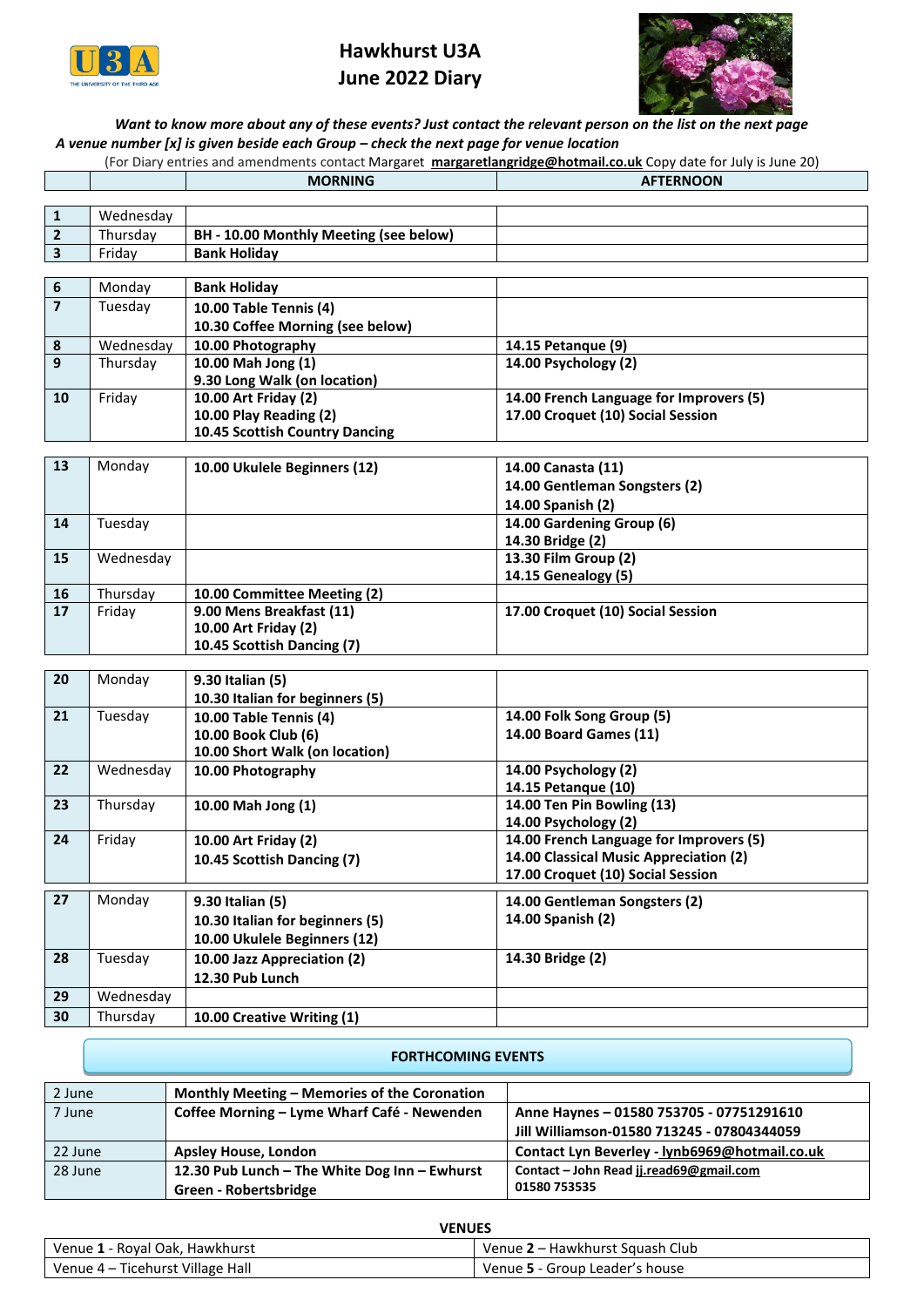# Hawkhurst U3A
# June 2022 Diary

***Want to know more about any of these events? Just contact the relevant person on the list on the next page***
***A venue number [x] is given beside each Group – check the next page for venue location***

(For Diary entries and amendments contact Margaret **margaretlangridge@hotmail.co.uk** Copy date for July is June 20)

| | | MORNING | AFTERNOON |
|---|---|---|---|
| **1** | Wednesday | | |
| **2** | Thursday | **BH - 10.00 Monthly Meeting (see below)** | |
| **3** | Friday | **Bank Holiday** | |
| **6** | Monday | **Bank Holiday** | |
| **7** | Tuesday | **10.00 Table Tennis (4)**<br>**10.30 Coffee Morning (see below)** | |
| **8** | Wednesday | **10.00 Photography** | **14.15 Petanque (9)** |
| **9** | Thursday | **10.00 Mah Jong (1)**<br>**9.30 Long Walk (on location)** | **14.00 Psychology (2)** |
| **10** | Friday | **10.00 Art Friday (2)**<br>**10.00 Play Reading (2)**<br>**10.45 Scottish Country Dancing** | **14.00 French Language for Improvers (5)**<br>**17.00 Croquet (10) Social Session** |
| **13** | Monday | **10.00 Ukulele Beginners (12)** | **14.00 Canasta (11)**<br>**14.00 Gentleman Songsters (2)**<br>**14.00 Spanish (2)** |
| **14** | Tuesday | | **14.00 Gardening Group (6)**<br>**14.30 Bridge (2)** |
| **15** | Wednesday | | **13.30 Film Group (2)**<br>**14.15 Genealogy (5)** |
| **16** | Thursday | **10.00 Committee Meeting (2)** | |
| **17** | Friday | **9.00 Mens Breakfast (11)**<br>**10.00 Art Friday (2)**<br>**10.45 Scottish Dancing (7)** | **17.00 Croquet (10) Social Session** |
| **20** | Monday | **9.30 Italian (5)**<br>**10.30 Italian for beginners (5)** | |
| **21** | Tuesday | **10.00 Table Tennis (4)**<br>**10.00 Book Club (6)**<br>**10.00 Short Walk (on location)** | **14.00 Folk Song Group (5)**<br>**14.00 Board Games (11)** |
| **22** | Wednesday | **10.00 Photography** | **14.00 Psychology (2)**<br>**14.15 Petanque (10)** |
| **23** | Thursday | **10.00 Mah Jong (1)** | **14.00 Ten Pin Bowling (13)**<br>**14.00 Psychology (2)** |
| **24** | Friday | **10.00 Art Friday (2)**<br>**10.45 Scottish Dancing (7)** | **14.00 French Language for Improvers (5)**<br>**14.00 Classical Music Appreciation (2)**<br>**17.00 Croquet (10) Social Session** |
| **27** | Monday | **9.30 Italian (5)**<br>**10.30 Italian for beginners (5)**<br>**10.00 Ukulele Beginners (12)** | **14.00 Gentleman Songsters (2)**<br>**14.00 Spanish (2)** |
| **28** | Tuesday | **10.00 Jazz Appreciation (2)**<br>**12.30 Pub Lunch** | **14.30 Bridge (2)** |
| **29** | Wednesday | | |
| **30** | Thursday | **10.00 Creative Writing (1)** | |

## FORTHCOMING EVENTS

| | | |
|---|---|---|
| 2 June | **Monthly Meeting – Memories of the Coronation** | |
| 7 June | **Coffee Morning – Lyme Wharf Café - Newenden** | **Anne Haynes – 01580 753705 - 07751291610**<br>**Jill Williamson-01580 713245 - 07804344059** |
| 22 June | **Apsley House, London** | **Contact Lyn Beverley - lynb6969@hotmail.co.uk** |
| 28 June | **12.30 Pub Lunch – The White Dog Inn – Ewhurst Green - Robertsbridge** | **Contact – John Read jj.read69@gmail.com**<br>**01580 753535** |

## VENUES

| | |
|---|---|
| Venue **1** - Royal Oak, Hawkhurst | Venue **2** – Hawkhurst Squash Club |
| Venue 4 – Ticehurst Village Hall | Venue **5** - Group Leader's house |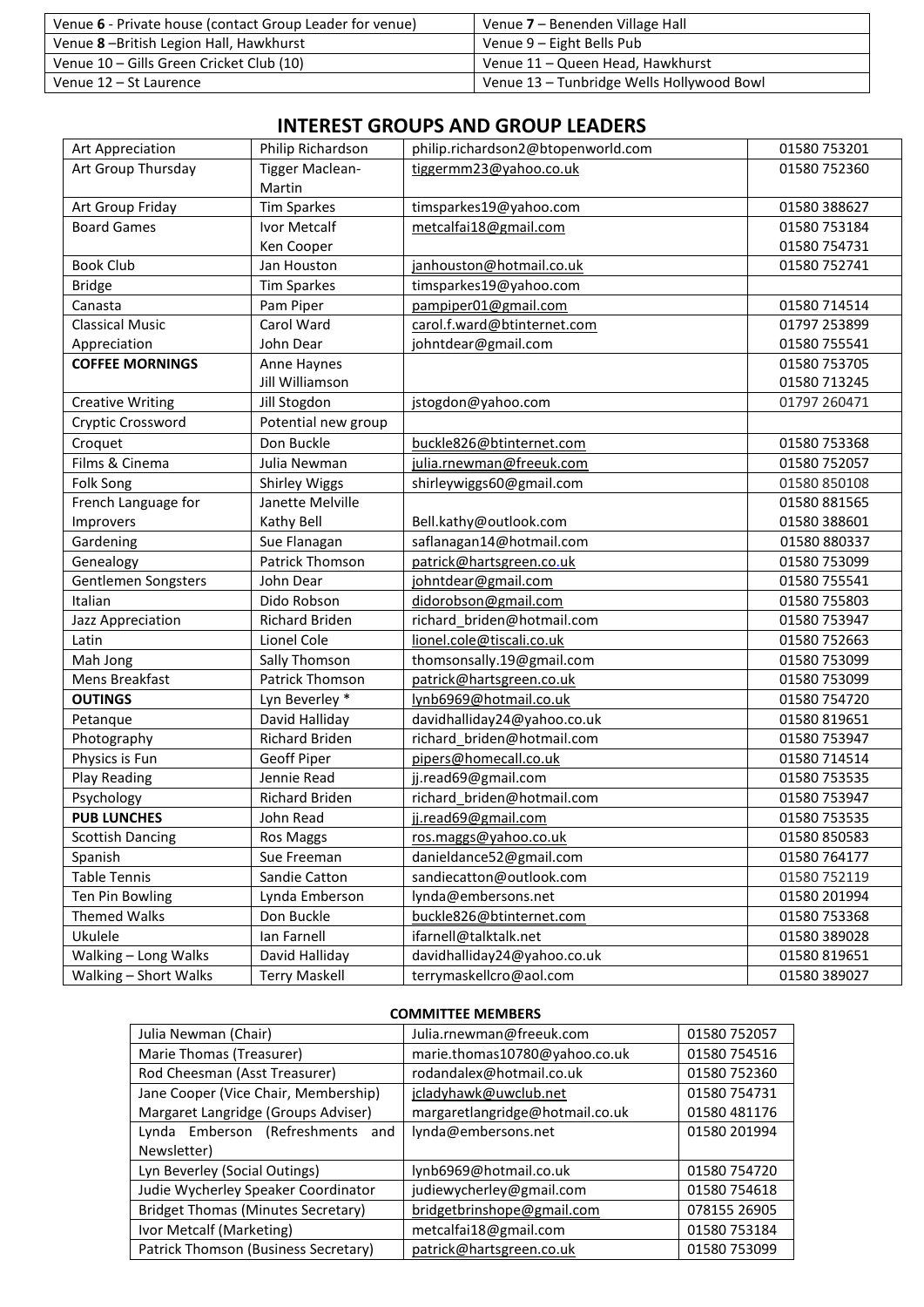| | |
|---|---|
| Venue **6** - Private house (contact Group Leader for venue) | Venue **7** – Benenden Village Hall |
| Venue **8** –British Legion Hall, Hawkhurst | Venue 9 – Eight Bells Pub |
| Venue 10 – Gills Green Cricket Club (10) | Venue 11 – Queen Head, Hawkhurst |
| Venue 12 – St Laurence | Venue 13 – Tunbridge Wells Hollywood Bowl |

## INTEREST GROUPS AND GROUP LEADERS

| | | | |
|---|---|---|---|
| Art Appreciation | Philip Richardson | philip.richardson2@btopenworld.com | 01580 753201 |
| Art Group Thursday | Tigger Maclean-Martin | tiggermm23@yahoo.co.uk | 01580 752360 |
| Art Group Friday | Tim Sparkes | timsparkes19@yahoo.com | 01580 388627 |
| Board Games | Ivor Metcalf<br>Ken Cooper | metcalfai18@gmail.com | 01580 753184<br>01580 754731 |
| Book Club | Jan Houston | janhouston@hotmail.co.uk | 01580 752741 |
| Bridge | Tim Sparkes | timsparkes19@yahoo.com | |
| Canasta | Pam Piper | pampiper01@gmail.com | 01580 714514 |
| Classical Music Appreciation | Carol Ward<br>John Dear | carol.f.ward@btinternet.com<br>johntdear@gmail.com | 01797 253899<br>01580 755541 |
| **COFFEE MORNINGS** | Anne Haynes<br>Jill Williamson | | 01580 753705<br>01580 713245 |
| Creative Writing | Jill Stogdon | jstogdon@yahoo.com | 01797 260471 |
| Cryptic Crossword | Potential new group | | |
| Croquet | Don Buckle | buckle826@btinternet.com | 01580 753368 |
| Films & Cinema | Julia Newman | julia.rnewman@freeuk.com | 01580 752057 |
| Folk Song | Shirley Wiggs | shirleywiggs60@gmail.com | 01580 850108 |
| French Language for Improvers | Janette Melville<br>Kathy Bell | Bell.kathy@outlook.com | 01580 881565<br>01580 388601 |
| Gardening | Sue Flanagan | saflanagan14@hotmail.com | 01580 880337 |
| Genealogy | Patrick Thomson | patrick@hartsgreen.co.uk | 01580 753099 |
| Gentlemen Songsters | John Dear | johntdear@gmail.com | 01580 755541 |
| Italian | Dido Robson | didorobson@gmail.com | 01580 755803 |
| Jazz Appreciation | Richard Briden | richard_briden@hotmail.com | 01580 753947 |
| Latin | Lionel Cole | lionel.cole@tiscali.co.uk | 01580 752663 |
| Mah Jong | Sally Thomson | thomsonsally.19@gmail.com | 01580 753099 |
| Mens Breakfast | Patrick Thomson | patrick@hartsgreen.co.uk | 01580 753099 |
| **OUTINGS** | Lyn Beverley * | lynb6969@hotmail.co.uk | 01580 754720 |
| Petanque | David Halliday | davidhalliday24@yahoo.co.uk | 01580 819651 |
| Photography | Richard Briden | richard_briden@hotmail.com | 01580 753947 |
| Physics is Fun | Geoff Piper | pipers@homecall.co.uk | 01580 714514 |
| Play Reading | Jennie Read | jj.read69@gmail.com | 01580 753535 |
| Psychology | Richard Briden | richard_briden@hotmail.com | 01580 753947 |
| **PUB LUNCHES** | John Read | jj.read69@gmail.com | 01580 753535 |
| Scottish Dancing | Ros Maggs | ros.maggs@yahoo.co.uk | 01580 850583 |
| Spanish | Sue Freeman | danieldance52@gmail.com | 01580 764177 |
| Table Tennis | Sandie Catton | sandiecatton@outlook.com | 01580 752119 |
| Ten Pin Bowling | Lynda Emberson | lynda@embersons.net | 01580 201994 |
| Themed Walks | Don Buckle | buckle826@btinternet.com | 01580 753368 |
| Ukulele | Ian Farnell | ifarnell@talktalk.net | 01580 389028 |
| Walking – Long Walks | David Halliday | davidhalliday24@yahoo.co.uk | 01580 819651 |
| Walking – Short Walks | Terry Maskell | terrymaskellcro@aol.com | 01580 389027 |

**COMMITTEE MEMBERS**

| | | |
|---|---|---|
| Julia Newman (Chair) | Julia.rnewman@freeuk.com | 01580 752057 |
| Marie Thomas (Treasurer) | marie.thomas10780@yahoo.co.uk | 01580 754516 |
| Rod Cheesman (Asst Treasurer) | rodandalex@hotmail.co.uk | 01580 752360 |
| Jane Cooper (Vice Chair, Membership)<br>Margaret Langridge (Groups Adviser) | jcladyhawk@uwclub.net<br>margaretlangridge@hotmail.co.uk | 01580 754731<br>01580 481176 |
| Lynda Emberson (Refreshments and Newsletter) | lynda@embersons.net | 01580 201994 |
| Lyn Beverley (Social Outings) | lynb6969@hotmail.co.uk | 01580 754720 |
| Judie Wycherley Speaker Coordinator | judiewycherley@gmail.com | 01580 754618 |
| Bridget Thomas (Minutes Secretary) | bridgetbrinshope@gmail.com | 078155 26905 |
| Ivor Metcalf (Marketing) | metcalfai18@gmail.com | 01580 753184 |
| Patrick Thomson (Business Secretary) | patrick@hartsgreen.co.uk | 01580 753099 |